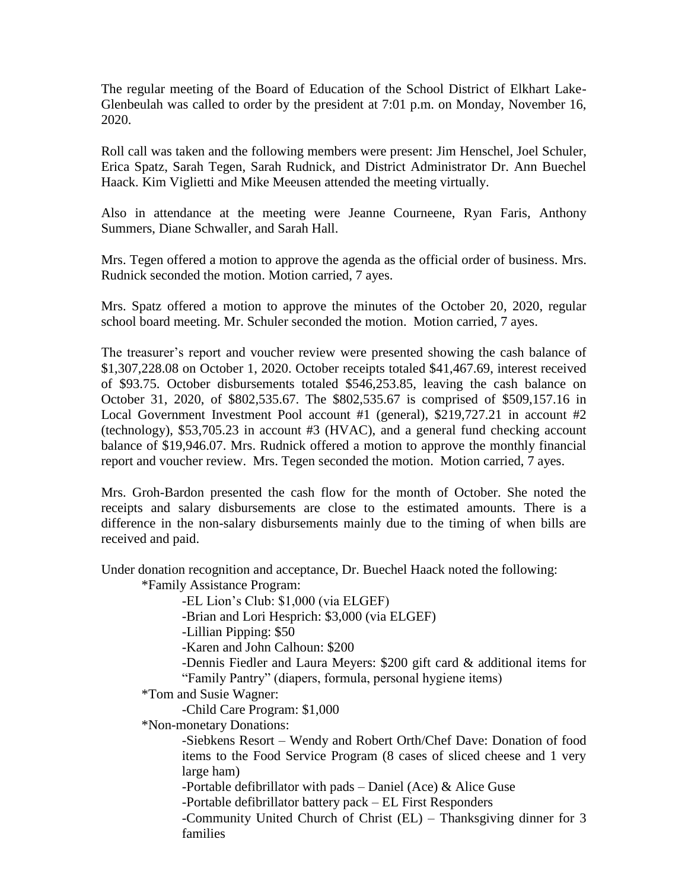The regular meeting of the Board of Education of the School District of Elkhart Lake-Glenbeulah was called to order by the president at 7:01 p.m. on Monday, November 16, 2020.

Roll call was taken and the following members were present: Jim Henschel, Joel Schuler, Erica Spatz, Sarah Tegen, Sarah Rudnick, and District Administrator Dr. Ann Buechel Haack. Kim Viglietti and Mike Meeusen attended the meeting virtually.

Also in attendance at the meeting were Jeanne Courneene, Ryan Faris, Anthony Summers, Diane Schwaller, and Sarah Hall.

Mrs. Tegen offered a motion to approve the agenda as the official order of business. Mrs. Rudnick seconded the motion. Motion carried, 7 ayes.

Mrs. Spatz offered a motion to approve the minutes of the October 20, 2020, regular school board meeting. Mr. Schuler seconded the motion. Motion carried, 7 ayes.

The treasurer's report and voucher review were presented showing the cash balance of $1,307,228.08 on October 1, 2020. October receipts totaled $41,467.69, interest received of $93.75. October disbursements totaled $546,253.85, leaving the cash balance on October 31, 2020, of $802,535.67. The $802,535.67 is comprised of $509,157.16 in Local Government Investment Pool account #1 (general), $219,727.21 in account #2 (technology), $53,705.23 in account #3 (HVAC), and a general fund checking account balance of $19,946.07. Mrs. Rudnick offered a motion to approve the monthly financial report and voucher review. Mrs. Tegen seconded the motion. Motion carried, 7 ayes.

Mrs. Groh-Bardon presented the cash flow for the month of October. She noted the receipts and salary disbursements are close to the estimated amounts. There is a difference in the non-salary disbursements mainly due to the timing of when bills are received and paid.

Under donation recognition and acceptance, Dr. Buechel Haack noted the following:

*Family Assistance Program:
- -EL Lion's Club: $1,000 (via ELGEF)
- -Brian and Lori Hesprich: $3,000 (via ELGEF)
- -Lillian Pipping: $50
- -Karen and John Calhoun: $200
- -Dennis Fiedler and Laura Meyers: $200 gift card & additional items for "Family Pantry" (diapers, formula, personal hygiene items)

*Tom and Susie Wagner:
- -Child Care Program: $1,000

*Non-monetary Donations:
- -Siebkens Resort – Wendy and Robert Orth/Chef Dave: Donation of food items to the Food Service Program (8 cases of sliced cheese and 1 very large ham)
- -Portable defibrillator with pads – Daniel (Ace) & Alice Guse
- -Portable defibrillator battery pack – EL First Responders
- -Community United Church of Christ (EL) – Thanksgiving dinner for 3 families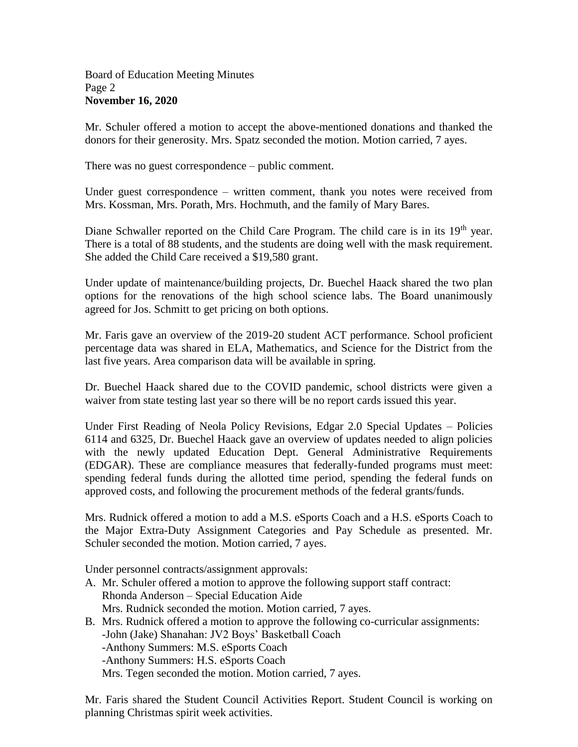Mr. Schuler offered a motion to accept the above-mentioned donations and thanked the donors for their generosity. Mrs. Spatz seconded the motion. Motion carried, 7 ayes.

There was no guest correspondence – public comment.

Under guest correspondence – written comment, thank you notes were received from Mrs. Kossman, Mrs. Porath, Mrs. Hochmuth, and the family of Mary Bares.

Diane Schwaller reported on the Child Care Program. The child care is in its 19th year. There is a total of 88 students, and the students are doing well with the mask requirement. She added the Child Care received a $19,580 grant.

Under update of maintenance/building projects, Dr. Buechel Haack shared the two plan options for the renovations of the high school science labs. The Board unanimously agreed for Jos. Schmitt to get pricing on both options.

Mr. Faris gave an overview of the 2019-20 student ACT performance. School proficient percentage data was shared in ELA, Mathematics, and Science for the District from the last five years. Area comparison data will be available in spring.

Dr. Buechel Haack shared due to the COVID pandemic, school districts were given a waiver from state testing last year so there will be no report cards issued this year.

Under First Reading of Neola Policy Revisions, Edgar 2.0 Special Updates – Policies 6114 and 6325, Dr. Buechel Haack gave an overview of updates needed to align policies with the newly updated Education Dept. General Administrative Requirements (EDGAR). These are compliance measures that federally-funded programs must meet: spending federal funds during the allotted time period, spending the federal funds on approved costs, and following the procurement methods of the federal grants/funds.

Mrs. Rudnick offered a motion to add a M.S. eSports Coach and a H.S. eSports Coach to the Major Extra-Duty Assignment Categories and Pay Schedule as presented. Mr. Schuler seconded the motion. Motion carried, 7 ayes.

Under personnel contracts/assignment approvals:

A. Mr. Schuler offered a motion to approve the following support staff contract:
   Rhonda Anderson – Special Education Aide
   Mrs. Rudnick seconded the motion. Motion carried, 7 ayes.
B. Mrs. Rudnick offered a motion to approve the following co-curricular assignments:
   -John (Jake) Shanahan: JV2 Boys' Basketball Coach
   -Anthony Summers: M.S. eSports Coach
   -Anthony Summers: H.S. eSports Coach
   Mrs. Tegen seconded the motion. Motion carried, 7 ayes.

Mr. Faris shared the Student Council Activities Report. Student Council is working on planning Christmas spirit week activities.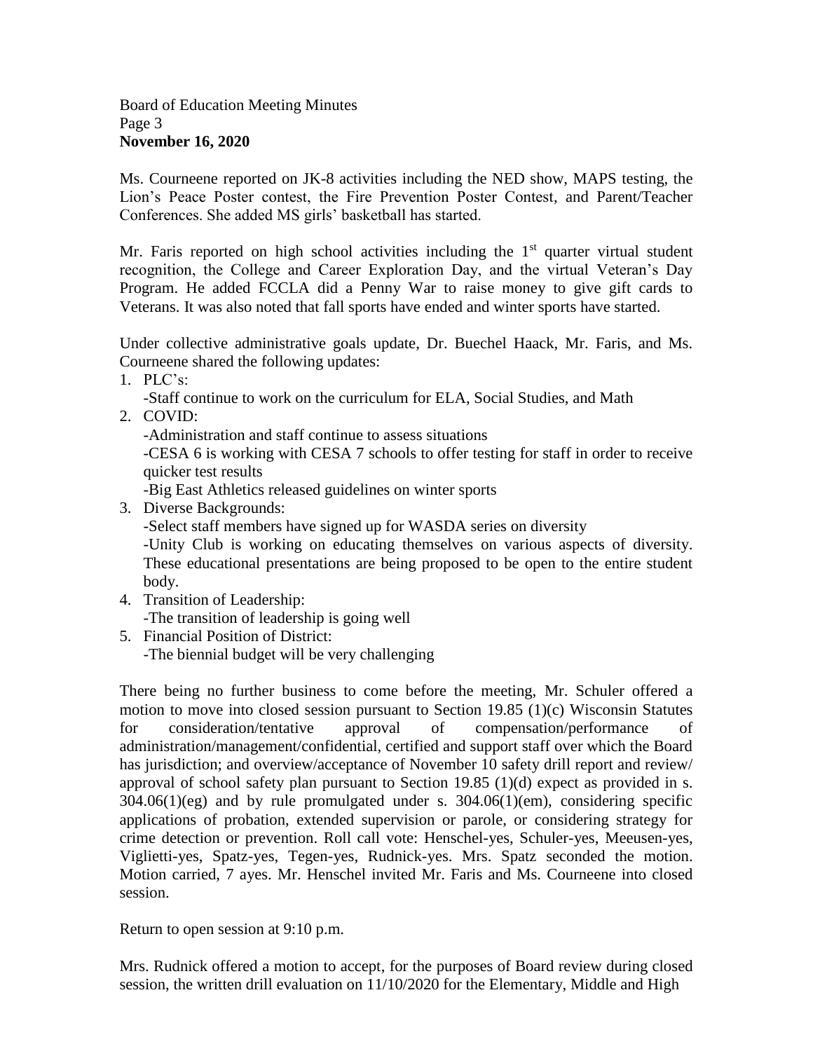Ms. Courneene reported on JK-8 activities including the NED show, MAPS testing, the Lion's Peace Poster contest, the Fire Prevention Poster Contest, and Parent/Teacher Conferences. She added MS girls' basketball has started.

Mr. Faris reported on high school activities including the 1st quarter virtual student recognition, the College and Career Exploration Day, and the virtual Veteran's Day Program. He added FCCLA did a Penny War to raise money to give gift cards to Veterans. It was also noted that fall sports have ended and winter sports have started.

Under collective administrative goals update, Dr. Buechel Haack, Mr. Faris, and Ms. Courneene shared the following updates:

1. PLC's:
   -Staff continue to work on the curriculum for ELA, Social Studies, and Math
2. COVID:
   -Administration and staff continue to assess situations
   -CESA 6 is working with CESA 7 schools to offer testing for staff in order to receive quicker test results
   -Big East Athletics released guidelines on winter sports
3. Diverse Backgrounds:
   -Select staff members have signed up for WASDA series on diversity
   -Unity Club is working on educating themselves on various aspects of diversity. These educational presentations are being proposed to be open to the entire student body.
4. Transition of Leadership:
   -The transition of leadership is going well
5. Financial Position of District:
   -The biennial budget will be very challenging

There being no further business to come before the meeting, Mr. Schuler offered a motion to move into closed session pursuant to Section 19.85 (1)(c) Wisconsin Statutes for consideration/tentative approval of compensation/performance of administration/management/confidential, certified and support staff over which the Board has jurisdiction; and overview/acceptance of November 10 safety drill report and review/ approval of school safety plan pursuant to Section 19.85 (1)(d) expect as provided in s. 304.06(1)(eg) and by rule promulgated under s. 304.06(1)(em), considering specific applications of probation, extended supervision or parole, or considering strategy for crime detection or prevention. Roll call vote: Henschel-yes, Schuler-yes, Meeusen-yes, Viglietti-yes, Spatz-yes, Tegen-yes, Rudnick-yes. Mrs. Spatz seconded the motion. Motion carried, 7 ayes. Mr. Henschel invited Mr. Faris and Ms. Courneene into closed session.

Return to open session at 9:10 p.m.

Mrs. Rudnick offered a motion to accept, for the purposes of Board review during closed session, the written drill evaluation on 11/10/2020 for the Elementary, Middle and High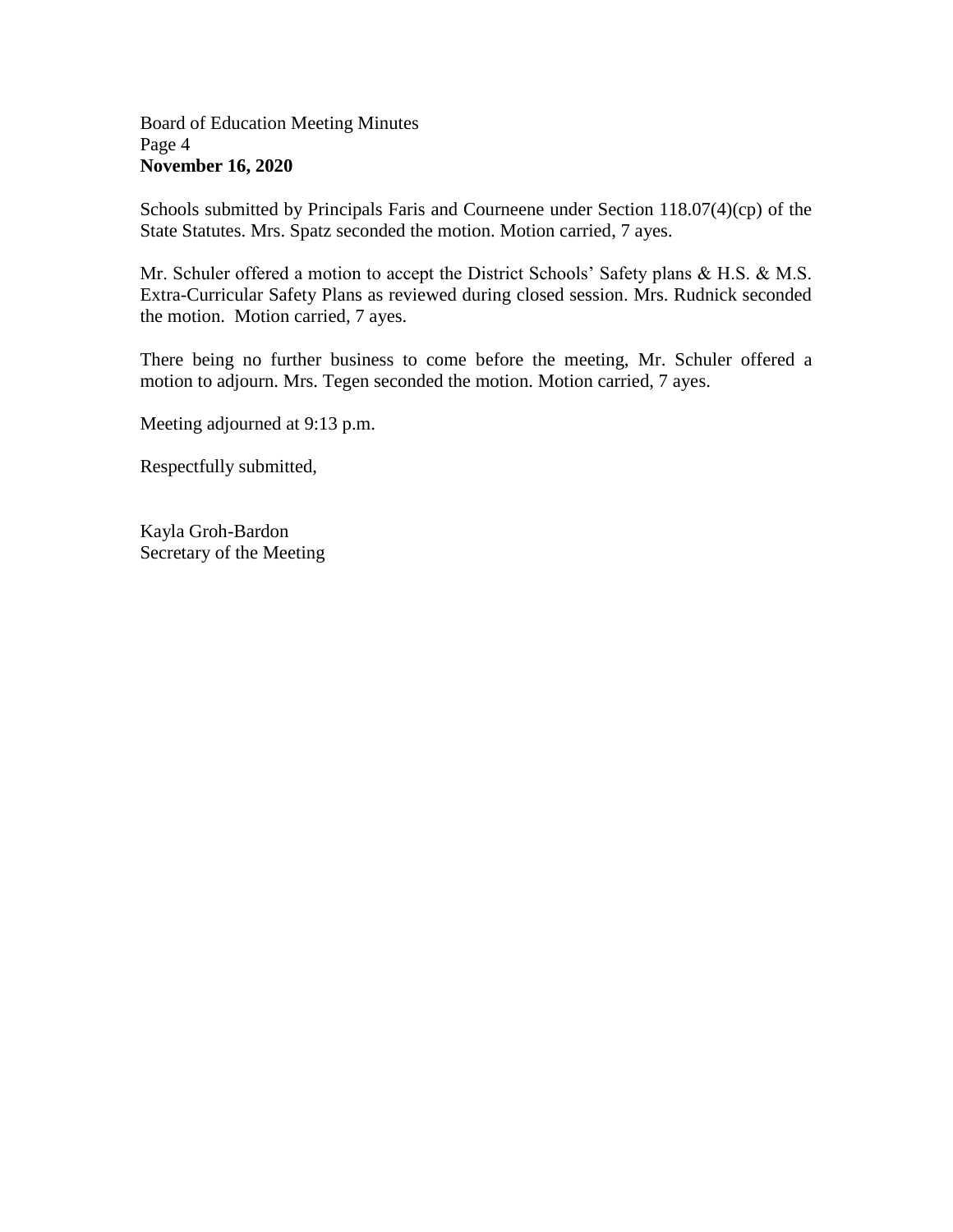Schools submitted by Principals Faris and Courneene under Section 118.07(4)(cp) of the State Statutes. Mrs. Spatz seconded the motion. Motion carried, 7 ayes.

Mr. Schuler offered a motion to accept the District Schools' Safety plans & H.S. & M.S. Extra-Curricular Safety Plans as reviewed during closed session. Mrs. Rudnick seconded the motion. Motion carried, 7 ayes.

There being no further business to come before the meeting, Mr. Schuler offered a motion to adjourn. Mrs. Tegen seconded the motion. Motion carried, 7 ayes.

Meeting adjourned at 9:13 p.m.

Respectfully submitted,

Kayla Groh-Bardon
Secretary of the Meeting